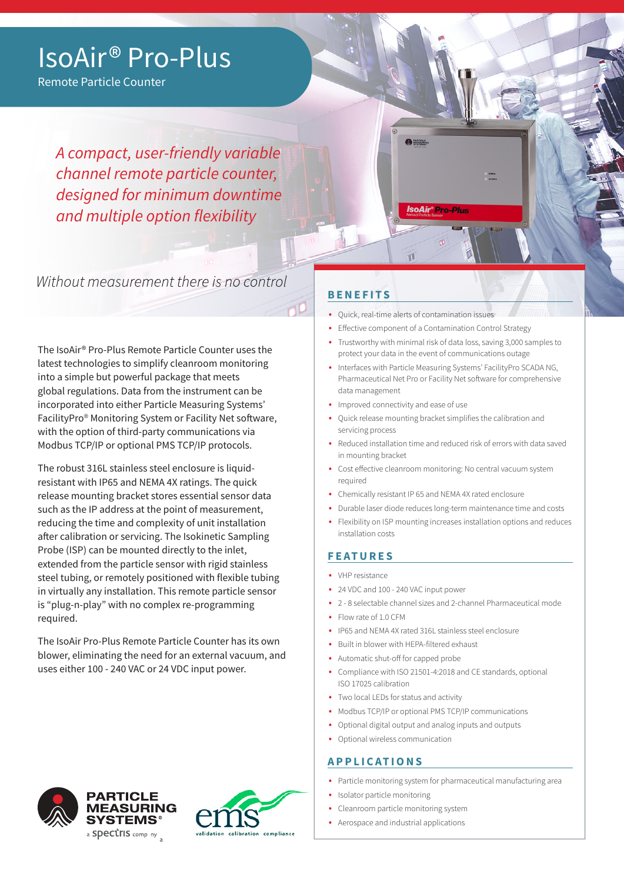# IsoAir® Pro-Plus

Remote Particle Counter

*A compact, user-friendly variable channel remote particle counter, designed for minimum downtime and multiple option flexibility*

*Without measurement there is no control*

The IsoAir® Pro-Plus Remote Particle Counter uses the latest technologies to simplify cleanroom monitoring into a simple but powerful package that meets global regulations. Data from the instrument can be incorporated into either Particle Measuring Systems' FacilityPro® Monitoring System or Facility Net software, with the option of third-party communications via Modbus TCP/IP or optional PMS TCP/IP protocols.

The robust 316L stainless steel enclosure is liquid-resistant with IP65 and NEMA 4X ratings. The quick release mounting bracket stores essential sensor data such as the IP address at the point of measurement, reducing the time and complexity of unit installation after calibration or servicing. The Isokinetic Sampling Probe (ISP) can be mounted directly to the inlet, extended from the particle sensor with rigid stainless steel tubing, or remotely positioned with flexible tubing in virtually any installation. This remote particle sensor is "plug-n-play" with no complex re-programming required.

The IsoAir Pro-Plus Remote Particle Counter has its own blower, eliminating the need for an external vacuum, and uses either 100 - 240 VAC or 24 VDC input power.

## BENEFITS

- Quick, real-time alerts of contamination issues
- Effective component of a Contamination Control Strategy
- Trustworthy with minimal risk of data loss, saving 3,000 samples to protect your data in the event of communications outage
- Interfaces with Particle Measuring Systems' FacilityPro SCADA NG, Pharmaceutical Net Pro or Facility Net software for comprehensive data management
- Improved connectivity and ease of use
- Quick release mounting bracket simplifies the calibration and servicing process
- Reduced installation time and reduced risk of errors with data saved in mounting bracket
- Cost effective cleanroom monitoring: No central vacuum system required
- Chemically resistant IP 65 and NEMA 4X rated enclosure
- Durable laser diode reduces long-term maintenance time and costs
- Flexibility on ISP mounting increases installation options and reduces installation costs

## FEATURES

- VHP resistance
- 24 VDC and 100 - 240 VAC input power
- 2 - 8 selectable channel sizes and 2-channel Pharmaceutical mode
- Flow rate of 1.0 CFM
- IP65 and NEMA 4X rated 316L stainless steel enclosure
- Built in blower with HEPA-filtered exhaust
- Automatic shut-off for capped probe
- Compliance with ISO 21501-4:2018 and CE standards, optional ISO 17025 calibration
- Two local LEDs for status and activity
- Modbus TCP/IP or optional PMS TCP/IP communications
- Optional digital output and analog inputs and outputs
- Optional wireless communication

## APPLICATIONS

- Particle monitoring system for pharmaceutical manufacturing area
- Isolator particle monitoring
- Cleanroom particle monitoring system
- Aerospace and industrial applications

PARTICLE MEASURING SYSTEMS® a spectris company

ems validation calibration compliance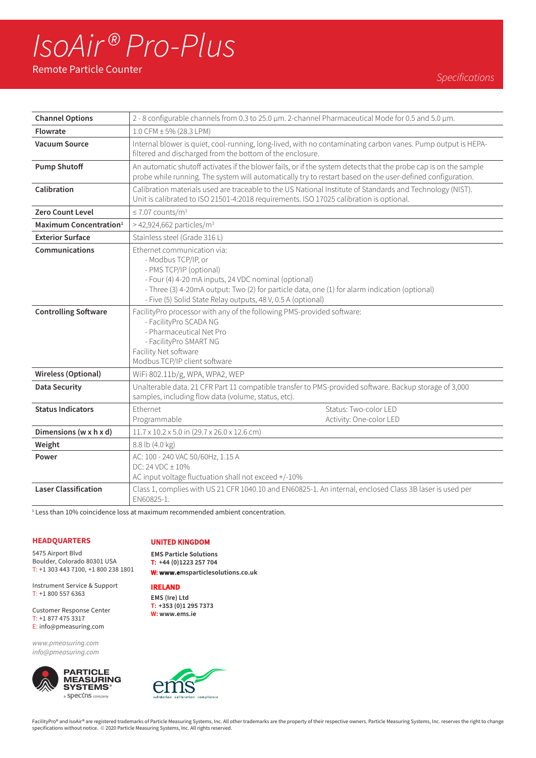# IsoAir® Pro-Plus

Remote Particle Counter

*Specifications*

| | |
|---|---|
| **Channel Options** | 2 - 8 configurable channels from 0.3 to 25.0 µm. 2-channel Pharmaceutical Mode for 0.5 and 5.0 µm. |
| **Flowrate** | 1.0 CFM ± 5% (28.3 LPM) |
| **Vacuum Source** | Internal blower is quiet, cool-running, long-lived, with no contaminating carbon vanes. Pump output is HEPA-filtered and discharged from the bottom of the enclosure. |
| **Pump Shutoff** | An automatic shutoff activates if the blower fails, or if the system detects that the probe cap is on the sample probe while running. The system will automatically try to restart based on the user-defined configuration. |
| **Calibration** | Calibration materials used are traceable to the US National Institute of Standards and Technology (NIST). Unit is calibrated to ISO 21501-4:2018 requirements. ISO 17025 calibration is optional. |
| **Zero Count Level** | ≤ 7.07 counts/m³ |
| **Maximum Concentration[1]** | > 42,924,662 particles/m³ |
| **Exterior Surface** | Stainless steel (Grade 316 L) |
| **Communications** | Ethernet communication via:<br>- Modbus TCP/IP, or<br>- PMS TCP/IP (optional)<br>- Four (4) 4-20 mA inputs, 24 VDC nominal (optional)<br>- Three (3) 4-20mA output: Two (2) for particle data, one (1) for alarm indication (optional)<br>- Five (5) Solid State Relay outputs, 48 V, 0.5 A (optional) |
| **Controlling Software** | FacilityPro processor with any of the following PMS-provided software:<br>- FacilityPro SCADA NG<br>- Pharmaceutical Net Pro<br>- FacilityPro SMART NG<br>Facility Net software<br>Modbus TCP/IP client software |
| **Wireless (Optional)** | WiFi 802.11b/g, WPA, WPA2, WEP |
| **Data Security** | Unalterable data. 21 CFR Part 11 compatible transfer to PMS-provided software. Backup storage of 3,000 samples, including flow data (volume, status, etc). |
| **Status Indicators** | Ethernet: Status: Two-color LED<br>Programmable: Activity: One-color LED |
| **Dimensions (w x h x d)** | 11.7 x 10.2 x 5.0 in (29.7 x 26.0 x 12.6 cm) |
| **Weight** | 8.8 lb (4.0 kg) |
| **Power** | AC: 100 - 240 VAC 50/60Hz, 1.15 A<br>DC: 24 VDC ± 10%<br>AC input voltage fluctuation shall not exceed +/-10% |
| **Laser Classification** | Class 1, complies with US 21 CFR 1040.10 and EN60825-1. An internal, enclosed Class 3B laser is used per EN60825-1. |

[1] Less than 10% coincidence loss at maximum recommended ambient concentration.

**HEADQUARTERS**

5475 Airport Blvd
Boulder, Colorado 80301 USA
T: +1 303 443 7100, +1 800 238 1801

Instrument Service & Support
T: +1 800 557 6363

Customer Response Center
T: +1 877 475 3317
E: info@pmeasuring.com

*www.pmeasuring.com*
*info@pmeasuring.com*

**UNITED KINGDOM**

**EMS Particle Solutions**
**T: +44 (0)1223 257 704**
**W: www.emsparticlesolutions.co.uk**

**IRELAND**

**EMS (Ire) Ltd**
**T: +353 (0)1 295 7373**
**W: www.ems.ie**

PARTICLE MEASURING SYSTEMS®
a spectris company

ems
validation calibration compliance

FacilityPro® and IsoAir® are registered trademarks of Particle Measuring Systems, Inc. All other trademarks are the property of their respective owners. Particle Measuring Systems, Inc. reserves the right to change specifications without notice. © 2020 Particle Measuring Systems, Inc. All rights reserved.